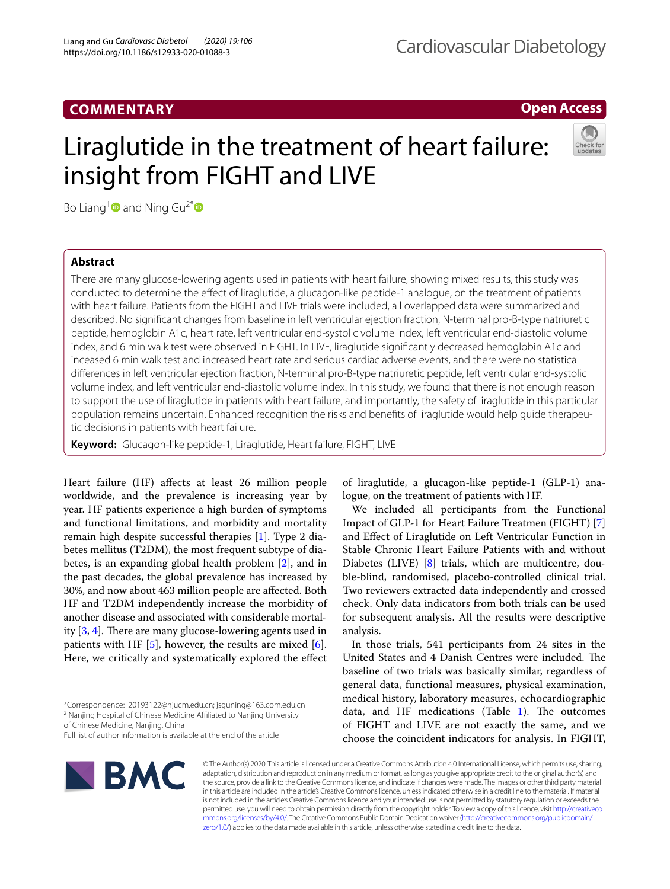COMMENTARY

Open Access

# Liraglutide in the treatment of heart failure: insight from FIGHT and LIVE

Bo Liang[1] and Ning Gu[2*]

## Abstract

There are many glucose-lowering agents used in patients with heart failure, showing mixed results, this study was conducted to determine the effect of liraglutide, a glucagon-like peptide-1 analogue, on the treatment of patients with heart failure. Patients from the FIGHT and LIVE trials were included, all overlapped data were summarized and described. No significant changes from baseline in left ventricular ejection fraction, N-terminal pro-B-type natriuretic peptide, hemoglobin A1c, heart rate, left ventricular end-systolic volume index, left ventricular end-diastolic volume index, and 6 min walk test were observed in FIGHT. In LIVE, liraglutide significantly decreased hemoglobin A1c and increased 6 min walk test and increased heart rate and serious cardiac adverse events, and there were no statistical differences in left ventricular ejection fraction, N-terminal pro-B-type natriuretic peptide, left ventricular end-systolic volume index, and left ventricular end-diastolic volume index. In this study, we found that there is not enough reason to support the use of liraglutide in patients with heart failure, and importantly, the safety of liraglutide in this particular population remains uncertain. Enhanced recognition the risks and benefits of liraglutide would help guide therapeutic decisions in patients with heart failure.

**Keyword:** Glucagon-like peptide-1, Liraglutide, Heart failure, FIGHT, LIVE

Heart failure (HF) affects at least 26 million people worldwide, and the prevalence is increasing year by year. HF patients experience a high burden of symptoms and functional limitations, and morbidity and mortality remain high despite successful therapies [1]. Type 2 diabetes mellitus (T2DM), the most frequent subtype of diabetes, is an expanding global health problem [2], and in the past decades, the global prevalence has increased by 30%, and now about 463 million people are affected. Both HF and T2DM independently increase the morbidity of another disease and associated with considerable mortality [3, 4]. There are many glucose-lowering agents used in patients with HF [5], however, the results are mixed [6]. Here, we critically and systematically explored the effect of liraglutide, a glucagon-like peptide-1 (GLP-1) analogue, on the treatment of patients with HF.

We included all participants from the Functional Impact of GLP-1 for Heart Failure Treatmen (FIGHT) [7] and Effect of Liraglutide on Left Ventricular Function in Stable Chronic Heart Failure Patients with and without Diabetes (LIVE) [8] trials, which are multicentre, double-blind, randomised, placebo-controlled clinical trial. Two reviewers extracted data independently and crossed check. Only data indicators from both trials can be used for subsequent analysis. All the results were descriptive analysis.

In those trials, 541 participants from 24 sites in the United States and 4 Danish Centres were included. The baseline of two trials was basically similar, regardless of general data, functional measures, physical examination, medical history, laboratory measures, echocardiographic data, and HF medications (Table 1). The outcomes of FIGHT and LIVE are not exactly the same, and we choose the coincident indicators for analysis. In FIGHT,

*Correspondence: 20193122@njucm.edu.cn; jsguning@163.com.edu.cn
[2] Nanjing Hospital of Chinese Medicine Affiliated to Nanjing University of Chinese Medicine, Nanjing, China
Full list of author information is available at the end of the article

© The Author(s) 2020. This article is licensed under a Creative Commons Attribution 4.0 International License, which permits use, sharing, adaptation, distribution and reproduction in any medium or format, as long as you give appropriate credit to the original author(s) and the source, provide a link to the Creative Commons licence, and indicate if changes were made. The images or other third party material in this article are included in the article's Creative Commons licence, unless indicated otherwise in a credit line to the material. If material is not included in the article's Creative Commons licence and your intended use is not permitted by statutory regulation or exceeds the permitted use, you will need to obtain permission directly from the copyright holder. To view a copy of this licence, visit http://creativecommons.org/licenses/by/4.0/. The Creative Commons Public Domain Dedication waiver (http://creativecommons.org/publicdomain/zero/1.0/) applies to the data made available in this article, unless otherwise stated in a credit line to the data.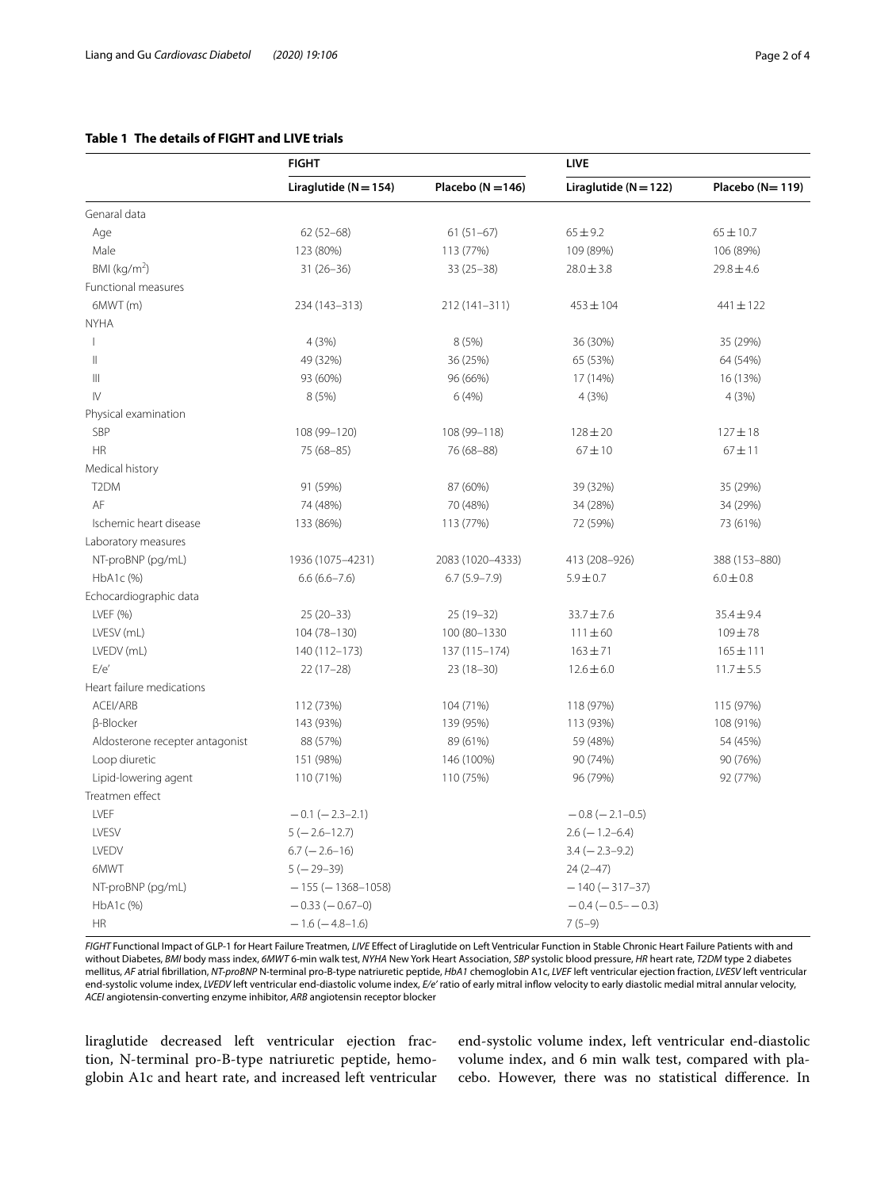**Table 1 The details of FIGHT and LIVE trials**

| | FIGHT | | LIVE | |
|---|---|---|---|---|
| | Liraglutide (N = 154) | Placebo (N = 146) | Liraglutide (N = 122) | Placebo (N = 119) |
| Genaral data | | | | |
| Age | 62 (52–68) | 61 (51–67) | 65 ± 9.2 | 65 ± 10.7 |
| Male | 123 (80%) | 113 (77%) | 109 (89%) | 106 (89%) |
| BMI (kg/m$^2$) | 31 (26–36) | 33 (25–38) | 28.0 ± 3.8 | 29.8 ± 4.6 |
| Functional measures | | | | |
| 6MWT (m) | 234 (143–313) | 212 (141–311) | 453 ± 104 | 441 ± 122 |
| NYHA | | | | |
| I | 4 (3%) | 8 (5%) | 36 (30%) | 35 (29%) |
| II | 49 (32%) | 36 (25%) | 65 (53%) | 64 (54%) |
| III | 93 (60%) | 96 (66%) | 17 (14%) | 16 (13%) |
| IV | 8 (5%) | 6 (4%) | 4 (3%) | 4 (3%) |
| Physical examination | | | | |
| SBP | 108 (99–120) | 108 (99–118) | 128 ± 20 | 127 ± 18 |
| HR | 75 (68–85) | 76 (68–88) | 67 ± 10 | 67 ± 11 |
| Medical history | | | | |
| T2DM | 91 (59%) | 87 (60%) | 39 (32%) | 35 (29%) |
| AF | 74 (48%) | 70 (48%) | 34 (28%) | 34 (29%) |
| Ischemic heart disease | 133 (86%) | 113 (77%) | 72 (59%) | 73 (61%) |
| Laboratory measures | | | | |
| NT-proBNP (pg/mL) | 1936 (1075–4231) | 2083 (1020–4333) | 413 (208–926) | 388 (153–880) |
| HbA1c (%) | 6.6 (6.6–7.6) | 6.7 (5.9–7.9) | 5.9 ± 0.7 | 6.0 ± 0.8 |
| Echocardiographic data | | | | |
| LVEF (%) | 25 (20–33) | 25 (19–32) | 33.7 ± 7.6 | 35.4 ± 9.4 |
| LVESV (mL) | 104 (78–130) | 100 (80–1330 | 111 ± 60 | 109 ± 78 |
| LVEDV (mL) | 140 (112–173) | 137 (115–174) | 163 ± 71 | 165 ± 111 |
| E/e' | 22 (17–28) | 23 (18–30) | 12.6 ± 6.0 | 11.7 ± 5.5 |
| Heart failure medications | | | | |
| ACEI/ARB | 112 (73%) | 104 (71%) | 118 (97%) | 115 (97%) |
| β-Blocker | 143 (93%) | 139 (95%) | 113 (93%) | 108 (91%) |
| Aldosterone recepter antagonist | 88 (57%) | 89 (61%) | 59 (48%) | 54 (45%) |
| Loop diuretic | 151 (98%) | 146 (100%) | 90 (74%) | 90 (76%) |
| Lipid-lowering agent | 110 (71%) | 110 (75%) | 96 (79%) | 92 (77%) |
| Treatmen effect | | | | |
| LVEF | − 0.1 (− 2.3–2.1) | | − 0.8 (− 2.1–0.5) | |
| LVESV | 5 (− 2.6–12.7) | | 2.6 (− 1.2–6.4) | |
| LVEDV | 6.7 (− 2.6–16) | | 3.4 (− 2.3–9.2) | |
| 6MWT | 5 (− 29–39) | | 24 (2–47) | |
| NT-proBNP (pg/mL) | − 155 (− 1368–1058) | | − 140 (− 317–37) | |
| HbA1c (%) | − 0.33 (− 0.67–0) | | − 0.4 (− 0.5– − 0.3) | |
| HR | − 1.6 (− 4.8–1.6) | | 7 (5–9) | |

*FIGHT* Functional Impact of GLP-1 for Heart Failure Treatmen, *LIVE* Effect of Liraglutide on Left Ventricular Function in Stable Chronic Heart Failure Patients with and without Diabetes, *BMI* body mass index, *6MWT* 6-min walk test, *NYHA* New York Heart Association, *SBP* systolic blood pressure, *HR* heart rate, *T2DM* type 2 diabetes mellitus, *AF* atrial fibrillation, *NT-proBNP* N-terminal pro-B-type natriuretic peptide, *HbA1* chemoglobin A1c, *LVEF* left ventricular ejection fraction, *LVESV* left ventricular end-systolic volume index, *LVEDV* left ventricular end-diastolic volume index, *E/e'* ratio of early mitral inflow velocity to early diastolic medial mitral annular velocity, *ACEI* angiotensin-converting enzyme inhibitor, *ARB* angiotensin receptor blocker

liraglutide decreased left ventricular ejection fraction, N-terminal pro-B-type natriuretic peptide, hemoglobin A1c and heart rate, and increased left ventricular end-systolic volume index, left ventricular end-diastolic volume index, and 6 min walk test, compared with placebo. However, there was no statistical difference. In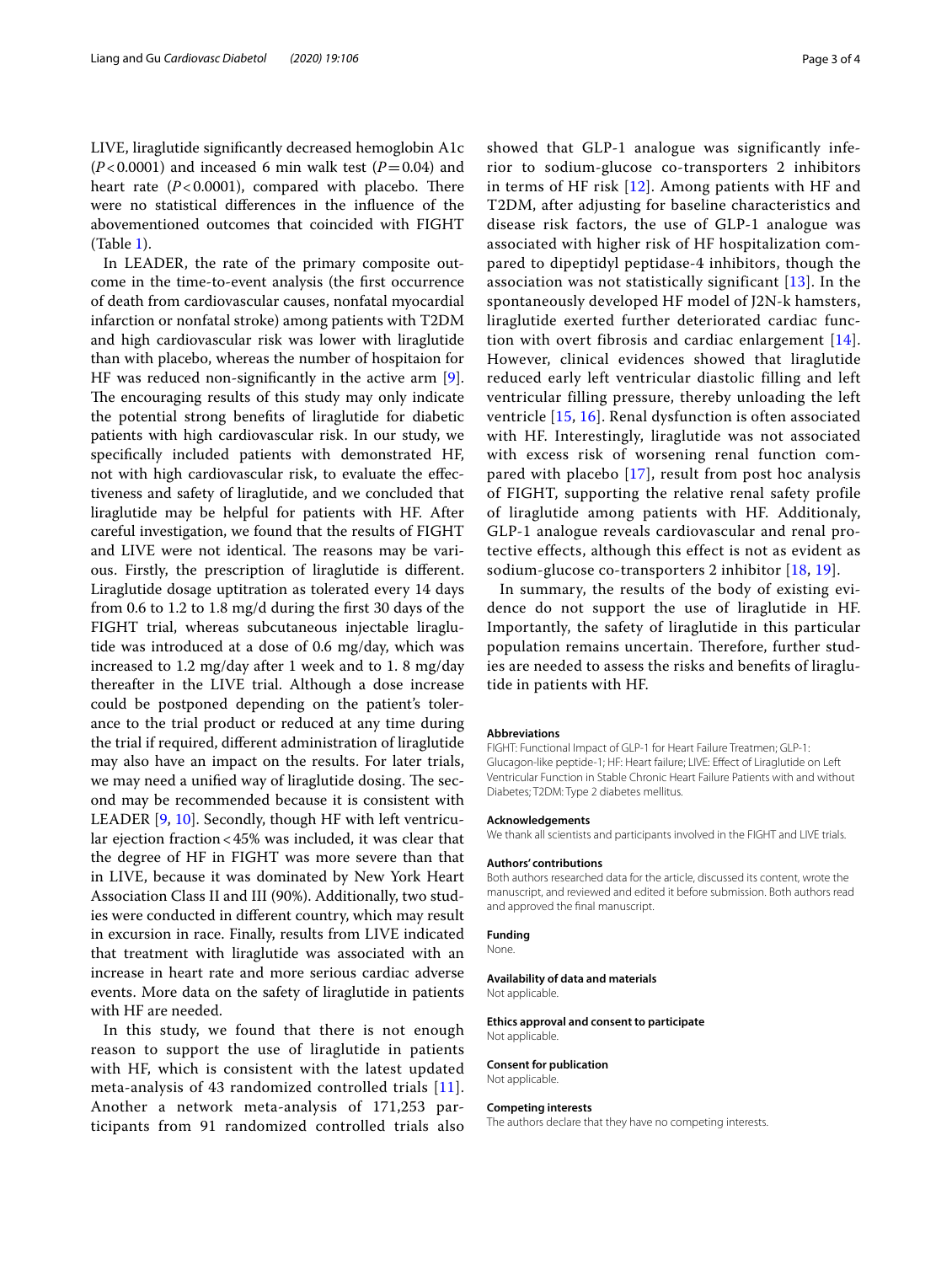LIVE, liraglutide significantly decreased hemoglobin A1c ($P<0.0001$) and inceased 6 min walk test ($P=0.04$) and heart rate ($P<0.0001$), compared with placebo. There were no statistical differences in the influence of the abovementioned outcomes that coincided with FIGHT (Table 1).

In LEADER, the rate of the primary composite outcome in the time-to-event analysis (the first occurrence of death from cardiovascular causes, nonfatal myocardial infarction or nonfatal stroke) among patients with T2DM and high cardiovascular risk was lower with liraglutide than with placebo, whereas the number of hospitaion for HF was reduced non-significantly in the active arm [9]. The encouraging results of this study may only indicate the potential strong benefits of liraglutide for diabetic patients with high cardiovascular risk. In our study, we specifically included patients with demonstrated HF, not with high cardiovascular risk, to evaluate the effectiveness and safety of liraglutide, and we concluded that liraglutide may be helpful for patients with HF. After careful investigation, we found that the results of FIGHT and LIVE were not identical. The reasons may be various. Firstly, the prescription of liraglutide is different. Liraglutide dosage uptitration as tolerated every 14 days from 0.6 to 1.2 to 1.8 mg/d during the first 30 days of the FIGHT trial, whereas subcutaneous injectable liraglutide was introduced at a dose of 0.6 mg/day, which was increased to 1.2 mg/day after 1 week and to 1. 8 mg/day thereafter in the LIVE trial. Although a dose increase could be postponed depending on the patient's tolerance to the trial product or reduced at any time during the trial if required, different administration of liraglutide may also have an impact on the results. For later trials, we may need a unified way of liraglutide dosing. The second may be recommended because it is consistent with LEADER [9, 10]. Secondly, though HF with left ventricular ejection fraction < 45% was included, it was clear that the degree of HF in FIGHT was more severe than that in LIVE, because it was dominated by New York Heart Association Class II and III (90%). Additionally, two studies were conducted in different country, which may result in excursion in race. Finally, results from LIVE indicated that treatment with liraglutide was associated with an increase in heart rate and more serious cardiac adverse events. More data on the safety of liraglutide in patients with HF are needed.

In this study, we found that there is not enough reason to support the use of liraglutide in patients with HF, which is consistent with the latest updated meta-analysis of 43 randomized controlled trials [11]. Another a network meta-analysis of 171,253 participants from 91 randomized controlled trials also showed that GLP-1 analogue was significantly inferior to sodium-glucose co-transporters 2 inhibitors in terms of HF risk [12]. Among patients with HF and T2DM, after adjusting for baseline characteristics and disease risk factors, the use of GLP-1 analogue was associated with higher risk of HF hospitalization compared to dipeptidyl peptidase-4 inhibitors, though the association was not statistically significant [13]. In the spontaneously developed HF model of J2N-k hamsters, liraglutide exerted further deteriorated cardiac function with overt fibrosis and cardiac enlargement [14]. However, clinical evidences showed that liraglutide reduced early left ventricular diastolic filling and left ventricular filling pressure, thereby unloading the left ventricle [15, 16]. Renal dysfunction is often associated with HF. Interestingly, liraglutide was not associated with excess risk of worsening renal function compared with placebo [17], result from post hoc analysis of FIGHT, supporting the relative renal safety profile of liraglutide among patients with HF. Additionaly, GLP-1 analogue reveals cardiovascular and renal protective effects, although this effect is not as evident as sodium-glucose co-transporters 2 inhibitor [18, 19].

In summary, the results of the body of existing evidence do not support the use of liraglutide in HF. Importantly, the safety of liraglutide in this particular population remains uncertain. Therefore, further studies are needed to assess the risks and benefits of liraglutide in patients with HF.

#### Abbreviations
FIGHT: Functional Impact of GLP-1 for Heart Failure Treatmen; GLP-1: Glucagon-like peptide-1; HF: Heart failure; LIVE: Effect of Liraglutide on Left Ventricular Function in Stable Chronic Heart Failure Patients with and without Diabetes; T2DM: Type 2 diabetes mellitus.

#### Acknowledgements
We thank all scientists and participants involved in the FIGHT and LIVE trials.

#### Authors' contributions
Both authors researched data for the article, discussed its content, wrote the manuscript, and reviewed and edited it before submission. Both authors read and approved the final manuscript.

#### Funding
None.

#### Availability of data and materials
Not applicable.

#### Ethics approval and consent to participate
Not applicable.

#### Consent for publication
Not applicable.

#### Competing interests
The authors declare that they have no competing interests.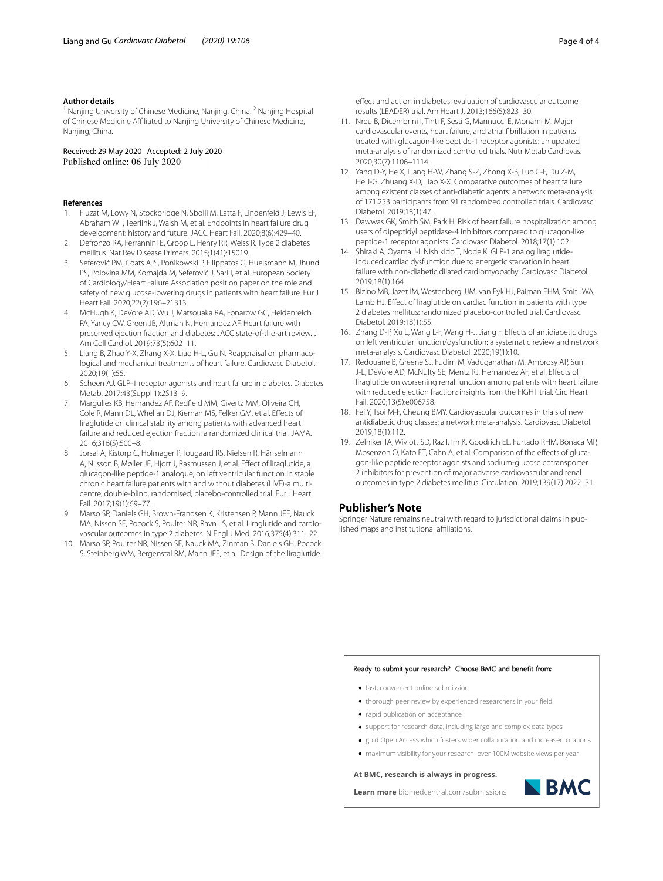**Author details**

[1] Nanjing University of Chinese Medicine, Nanjing, China. [2] Nanjing Hospital of Chinese Medicine Affiliated to Nanjing University of Chinese Medicine, Nanjing, China.

Received: 29 May 2020 Accepted: 2 July 2020
Published online: 06 July 2020

**References**

1. Fiuzat M, Lowy N, Stockbridge N, Sbolli M, Latta F, Lindenfeld J, Lewis EF, Abraham WT, Teerlink J, Walsh M, et al. Endpoints in heart failure drug development: history and future. JACC Heart Fail. 2020;8(6):429–40.
2. Defronzo RA, Ferrannini E, Groop L, Henry RR, Weiss R. Type 2 diabetes mellitus. Nat Rev Disease Primers. 2015;1(41):15019.
3. Seferović PM, Coats AJS, Ponikowski P, Filippatos G, Huelsmann M, Jhund PS, Polovina MM, Komajda M, Seferović J, Sari I, et al. European Society of Cardiology/Heart Failure Association position paper on the role and safety of new glucose-lowering drugs in patients with heart failure. Eur J Heart Fail. 2020;22(2):196–21313.
4. McHugh K, DeVore AD, Wu J, Matsouaka RA, Fonarow GC, Heidenreich PA, Yancy CW, Green JB, Altman N, Hernandez AF. Heart failure with preserved ejection fraction and diabetes: JACC state-of-the-art review. J Am Coll Cardiol. 2019;73(5):602–11.
5. Liang B, Zhao Y-X, Zhang X-X, Liao H-L, Gu N. Reappraisal on pharmacological and mechanical treatments of heart failure. Cardiovasc Diabetol. 2020;19(1):55.
6. Scheen AJ. GLP-1 receptor agonists and heart failure in diabetes. Diabetes Metab. 2017;43(Suppl 1):2S13–9.
7. Margulies KB, Hernandez AF, Redfield MM, Givertz MM, Oliveira GH, Cole R, Mann DL, Whellan DJ, Kiernan MS, Felker GM, et al. Effects of liraglutide on clinical stability among patients with advanced heart failure and reduced ejection fraction: a randomized clinical trial. JAMA. 2016;316(5):500–8.
8. Jorsal A, Kistorp C, Holmager P, Tougaard RS, Nielsen R, Hänselmann A, Nilsson B, Møller JE, Hjort J, Rasmussen J, et al. Effect of liraglutide, a glucagon-like peptide-1 analogue, on left ventricular function in stable chronic heart failure patients with and without diabetes (LIVE)-a multicentre, double-blind, randomised, placebo-controlled trial. Eur J Heart Fail. 2017;19(1):69–77.
9. Marso SP, Daniels GH, Brown-Frandsen K, Kristensen P, Mann JFE, Nauck MA, Nissen SE, Pocock S, Poulter NR, Ravn LS, et al. Liraglutide and cardiovascular outcomes in type 2 diabetes. N Engl J Med. 2016;375(4):311–22.
10. Marso SP, Poulter NR, Nissen SE, Nauck MA, Zinman B, Daniels GH, Pocock S, Steinberg WM, Bergenstal RM, Mann JFE, et al. Design of the liraglutide effect and action in diabetes: evaluation of cardiovascular outcome results (LEADER) trial. Am Heart J. 2013;166(5):823–30.
11. Nreu B, Dicembrini I, Tinti F, Sesti G, Mannucci E, Monami M. Major cardiovascular events, heart failure, and atrial fibrillation in patients treated with glucagon-like peptide-1 receptor agonists: an updated meta-analysis of randomized controlled trials. Nutr Metab Cardiovas. 2020;30(7):1106–1114.
12. Yang D-Y, He X, Liang H-W, Zhang S-Z, Zhong X-B, Luo C-F, Du Z-M, He J-G, Zhuang X-D, Liao X-X. Comparative outcomes of heart failure among existent classes of anti-diabetic agents: a network meta-analysis of 171,253 participants from 91 randomized controlled trials. Cardiovasc Diabetol. 2019;18(1):47.
13. Dawwas GK, Smith SM, Park H. Risk of heart failure hospitalization among users of dipeptidyl peptidase-4 inhibitors compared to glucagon-like peptide-1 receptor agonists. Cardiovasc Diabetol. 2018;17(1):102.
14. Shiraki A, Oyama J-I, Nishikido T, Node K. GLP-1 analog liraglutide-induced cardiac dysfunction due to energetic starvation in heart failure with non-diabetic dilated cardiomyopathy. Cardiovasc Diabetol. 2019;18(1):164.
15. Bizino MB, Jazet IM, Westenberg JJM, van Eyk HJ, Paiman EHM, Smit JWA, Lamb HJ. Effect of liraglutide on cardiac function in patients with type 2 diabetes mellitus: randomized placebo-controlled trial. Cardiovasc Diabetol. 2019;18(1):55.
16. Zhang D-P, Xu L, Wang L-F, Wang H-J, Jiang F. Effects of antidiabetic drugs on left ventricular function/dysfunction: a systematic review and network meta-analysis. Cardiovasc Diabetol. 2020;19(1):10.
17. Redouane B, Greene SJ, Fudim M, Vaduganathan M, Ambrosy AP, Sun J-L, DeVore AD, McNulty SE, Mentz RJ, Hernandez AF, et al. Effects of liraglutide on worsening renal function among patients with heart failure with reduced ejection fraction: insights from the FIGHT trial. Circ Heart Fail. 2020;13(5):e006758.
18. Fei Y, Tsoi M-F, Cheung BMY. Cardiovascular outcomes in trials of new antidiabetic drug classes: a network meta-analysis. Cardiovasc Diabetol. 2019;18(1):112.
19. Zelniker TA, Wiviott SD, Raz I, Im K, Goodrich EL, Furtado RHM, Bonaca MP, Mosenzon O, Kato ET, Cahn A, et al. Comparison of the effects of glucagon-like peptide receptor agonists and sodium-glucose cotransporter 2 inhibitors for prevention of major adverse cardiovascular and renal outcomes in type 2 diabetes mellitus. Circulation. 2019;139(17):2022–31.

## Publisher's Note

Springer Nature remains neutral with regard to jurisdictional claims in published maps and institutional affiliations.

Ready to submit your research? Choose BMC and benefit from:

- fast, convenient online submission
- thorough peer review by experienced researchers in your field
- rapid publication on acceptance
- support for research data, including large and complex data types
- gold Open Access which fosters wider collaboration and increased citations
- maximum visibility for your research: over 100M website views per year

**At BMC, research is always in progress.**

**Learn more** biomedcentral.com/submissions